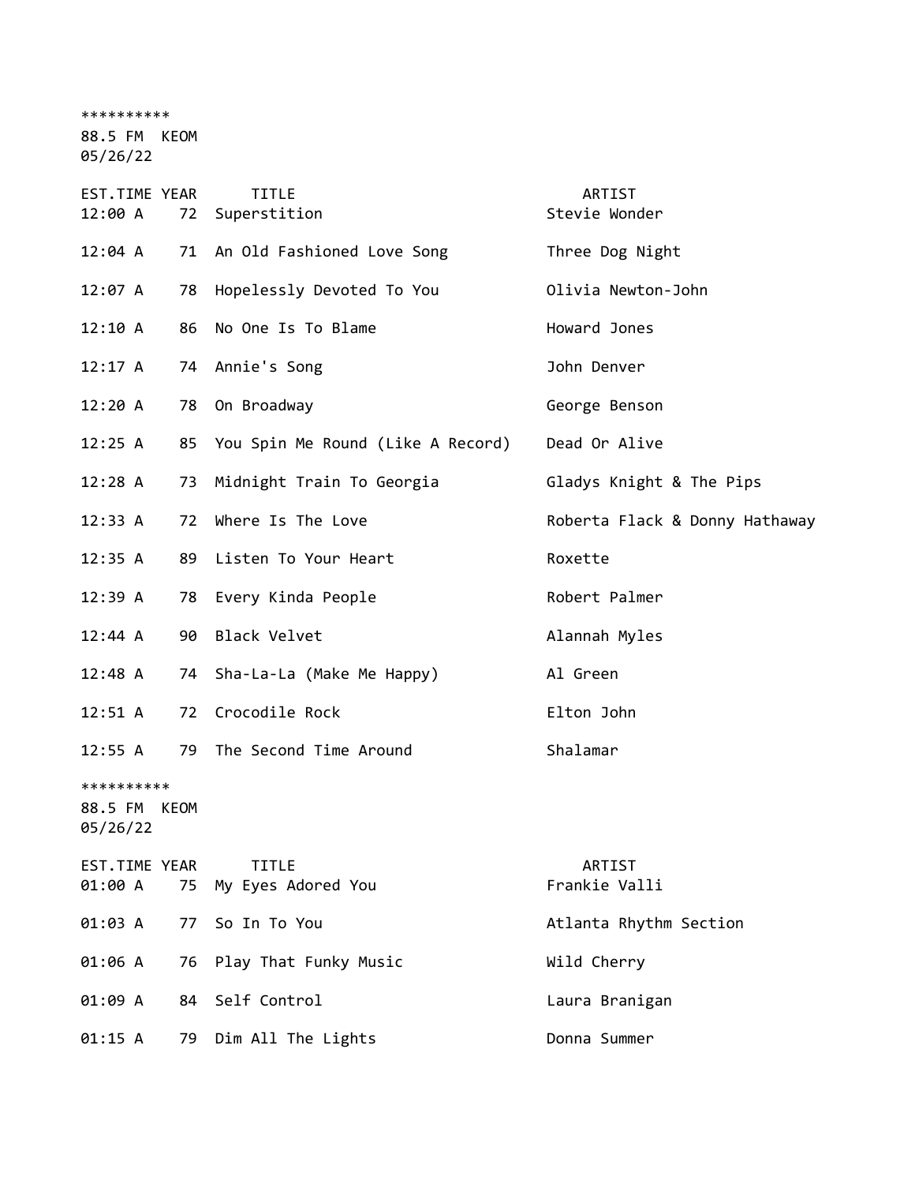**********
88.5 FM KEOM
05/26/22

| EST.TIME | YEAR | TITLE | ARTIST |
|---|---|---|---|
| 12:00 A | 72 | Superstition | Stevie Wonder |
| 12:04 A | 71 | An Old Fashioned Love Song | Three Dog Night |
| 12:07 A | 78 | Hopelessly Devoted To You | Olivia Newton-John |
| 12:10 A | 86 | No One Is To Blame | Howard Jones |
| 12:17 A | 74 | Annie's Song | John Denver |
| 12:20 A | 78 | On Broadway | George Benson |
| 12:25 A | 85 | You Spin Me Round (Like A Record) | Dead Or Alive |
| 12:28 A | 73 | Midnight Train To Georgia | Gladys Knight & The Pips |
| 12:33 A | 72 | Where Is The Love | Roberta Flack & Donny Hathaway |
| 12:35 A | 89 | Listen To Your Heart | Roxette |
| 12:39 A | 78 | Every Kinda People | Robert Palmer |
| 12:44 A | 90 | Black Velvet | Alannah Myles |
| 12:48 A | 74 | Sha-La-La (Make Me Happy) | Al Green |
| 12:51 A | 72 | Crocodile Rock | Elton John |
| 12:55 A | 79 | The Second Time Around | Shalamar |

**********
88.5 FM KEOM
05/26/22

| EST.TIME | YEAR | TITLE | ARTIST |
|---|---|---|---|
| 01:00 A | 75 | My Eyes Adored You | Frankie Valli |
| 01:03 A | 77 | So In To You | Atlanta Rhythm Section |
| 01:06 A | 76 | Play That Funky Music | Wild Cherry |
| 01:09 A | 84 | Self Control | Laura Branigan |
| 01:15 A | 79 | Dim All The Lights | Donna Summer |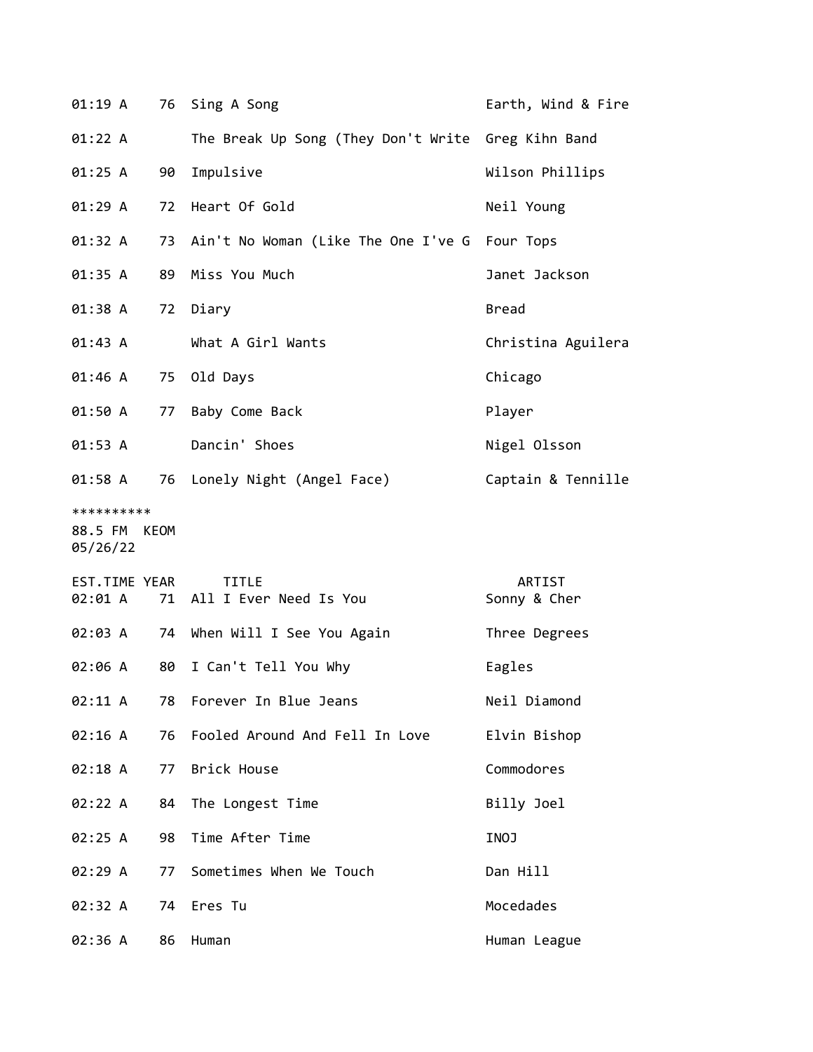| EST.TIME | YEAR | TITLE | ARTIST |
|---|---|---|---|
| 01:19 A | 76 | Sing A Song | Earth, Wind & Fire |
| 01:22 A | | The Break Up Song (They Don't Write | Greg Kihn Band |
| 01:25 A | 90 | Impulsive | Wilson Phillips |
| 01:29 A | 72 | Heart Of Gold | Neil Young |
| 01:32 A | 73 | Ain't No Woman (Like The One I've G | Four Tops |
| 01:35 A | 89 | Miss You Much | Janet Jackson |
| 01:38 A | 72 | Diary | Bread |
| 01:43 A | | What A Girl Wants | Christina Aguilera |
| 01:46 A | 75 | Old Days | Chicago |
| 01:50 A | 77 | Baby Come Back | Player |
| 01:53 A | | Dancin' Shoes | Nigel Olsson |
| 01:58 A | 76 | Lonely Night (Angel Face) | Captain & Tennille |

**********
88.5 FM KEOM
05/26/22

| EST.TIME | YEAR | TITLE | ARTIST |
|---|---|---|---|
| 02:01 A | 71 | All I Ever Need Is You | Sonny & Cher |
| 02:03 A | 74 | When Will I See You Again | Three Degrees |
| 02:06 A | 80 | I Can't Tell You Why | Eagles |
| 02:11 A | 78 | Forever In Blue Jeans | Neil Diamond |
| 02:16 A | 76 | Fooled Around And Fell In Love | Elvin Bishop |
| 02:18 A | 77 | Brick House | Commodores |
| 02:22 A | 84 | The Longest Time | Billy Joel |
| 02:25 A | 98 | Time After Time | INOJ |
| 02:29 A | 77 | Sometimes When We Touch | Dan Hill |
| 02:32 A | 74 | Eres Tu | Mocedades |
| 02:36 A | 86 | Human | Human League |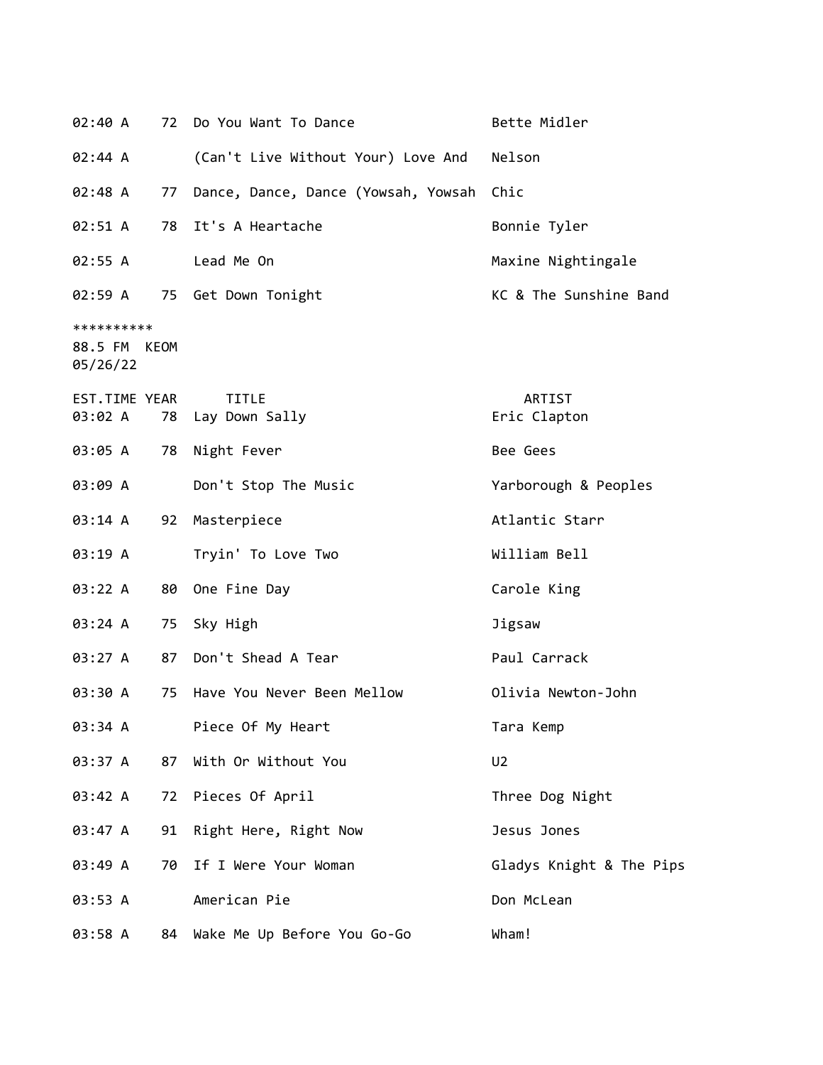| EST.TIME | YEAR | TITLE | ARTIST |
|---|---|---|---|
| 02:40 A | 72 | Do You Want To Dance | Bette Midler |
| 02:44 A | | (Can't Live Without Your) Love And | Nelson |
| 02:48 A | 77 | Dance, Dance, Dance (Yowsah, Yowsah | Chic |
| 02:51 A | 78 | It's A Heartache | Bonnie Tyler |
| 02:55 A | | Lead Me On | Maxine Nightingale |
| 02:59 A | 75 | Get Down Tonight | KC & The Sunshine Band |

**********
88.5 FM KEOM
05/26/22

| EST.TIME | YEAR | TITLE | ARTIST |
|---|---|---|---|
| 03:02 A | 78 | Lay Down Sally | Eric Clapton |
| 03:05 A | 78 | Night Fever | Bee Gees |
| 03:09 A | | Don't Stop The Music | Yarborough & Peoples |
| 03:14 A | 92 | Masterpiece | Atlantic Starr |
| 03:19 A | | Tryin' To Love Two | William Bell |
| 03:22 A | 80 | One Fine Day | Carole King |
| 03:24 A | 75 | Sky High | Jigsaw |
| 03:27 A | 87 | Don't Shead A Tear | Paul Carrack |
| 03:30 A | 75 | Have You Never Been Mellow | Olivia Newton-John |
| 03:34 A | | Piece Of My Heart | Tara Kemp |
| 03:37 A | 87 | With Or Without You | U2 |
| 03:42 A | 72 | Pieces Of April | Three Dog Night |
| 03:47 A | 91 | Right Here, Right Now | Jesus Jones |
| 03:49 A | 70 | If I Were Your Woman | Gladys Knight & The Pips |
| 03:53 A | | American Pie | Don McLean |
| 03:58 A | 84 | Wake Me Up Before You Go-Go | Wham! |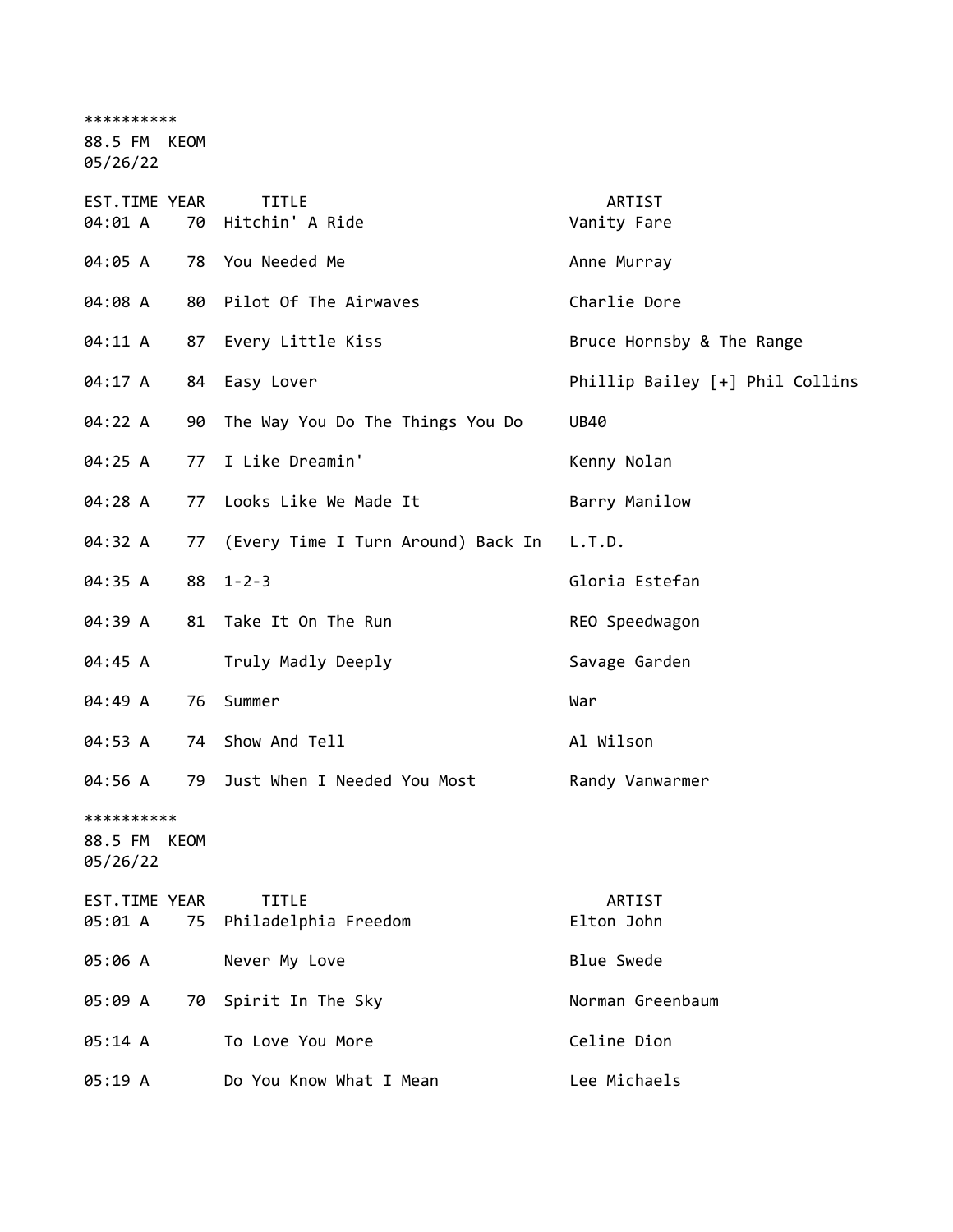**********
88.5 FM KEOM
05/26/22

| EST.TIME | YEAR | TITLE | ARTIST |
|---|---|---|---|
| 04:01 A | 70 | Hitchin' A Ride | Vanity Fare |
| 04:05 A | 78 | You Needed Me | Anne Murray |
| 04:08 A | 80 | Pilot Of The Airwaves | Charlie Dore |
| 04:11 A | 87 | Every Little Kiss | Bruce Hornsby & The Range |
| 04:17 A | 84 | Easy Lover | Phillip Bailey [+] Phil Collins |
| 04:22 A | 90 | The Way You Do The Things You Do | UB40 |
| 04:25 A | 77 | I Like Dreamin' | Kenny Nolan |
| 04:28 A | 77 | Looks Like We Made It | Barry Manilow |
| 04:32 A | 77 | (Every Time I Turn Around) Back In | L.T.D. |
| 04:35 A | 88 | 1-2-3 | Gloria Estefan |
| 04:39 A | 81 | Take It On The Run | REO Speedwagon |
| 04:45 A | | Truly Madly Deeply | Savage Garden |
| 04:49 A | 76 | Summer | War |
| 04:53 A | 74 | Show And Tell | Al Wilson |
| 04:56 A | 79 | Just When I Needed You Most | Randy Vanwarmer |

**********
88.5 FM KEOM
05/26/22

| EST.TIME | YEAR | TITLE | ARTIST |
|---|---|---|---|
| 05:01 A | 75 | Philadelphia Freedom | Elton John |
| 05:06 A | | Never My Love | Blue Swede |
| 05:09 A | 70 | Spirit In The Sky | Norman Greenbaum |
| 05:14 A | | To Love You More | Celine Dion |
| 05:19 A | | Do You Know What I Mean | Lee Michaels |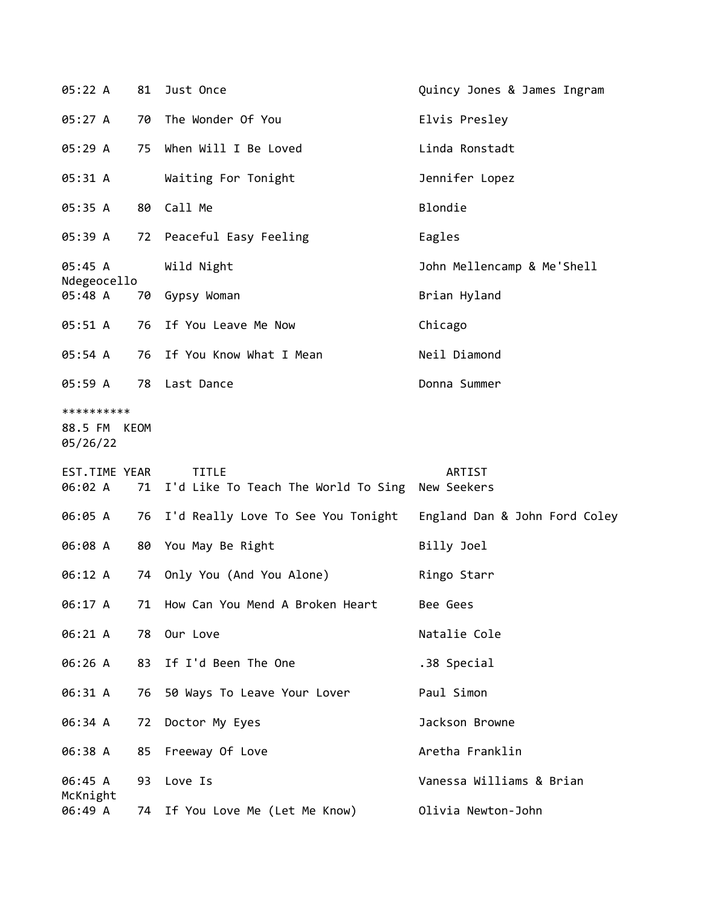| EST.TIME | YEAR | TITLE | ARTIST |
|---|---|---|---|
| 05:22 A | 81 | Just Once | Quincy Jones & James Ingram |
| 05:27 A | 70 | The Wonder Of You | Elvis Presley |
| 05:29 A | 75 | When Will I Be Loved | Linda Ronstadt |
| 05:31 A | | Waiting For Tonight | Jennifer Lopez |
| 05:35 A | 80 | Call Me | Blondie |
| 05:39 A | 72 | Peaceful Easy Feeling | Eagles |
| 05:45 A | | Wild Night | John Mellencamp & Me'Shell Ndegeocello |
| 05:48 A | 70 | Gypsy Woman | Brian Hyland |
| 05:51 A | 76 | If You Leave Me Now | Chicago |
| 05:54 A | 76 | If You Know What I Mean | Neil Diamond |
| 05:59 A | 78 | Last Dance | Donna Summer |

**********

88.5 FM KEOM

05/26/22

| EST.TIME | YEAR | TITLE | ARTIST |
|---|---|---|---|
| 06:02 A | 71 | I'd Like To Teach The World To Sing | New Seekers |
| 06:05 A | 76 | I'd Really Love To See You Tonight | England Dan & John Ford Coley |
| 06:08 A | 80 | You May Be Right | Billy Joel |
| 06:12 A | 74 | Only You (And You Alone) | Ringo Starr |
| 06:17 A | 71 | How Can You Mend A Broken Heart | Bee Gees |
| 06:21 A | 78 | Our Love | Natalie Cole |
| 06:26 A | 83 | If I'd Been The One | .38 Special |
| 06:31 A | 76 | 50 Ways To Leave Your Lover | Paul Simon |
| 06:34 A | 72 | Doctor My Eyes | Jackson Browne |
| 06:38 A | 85 | Freeway Of Love | Aretha Franklin |
| 06:45 A | 93 | Love Is | Vanessa Williams & Brian McKnight |
| 06:49 A | 74 | If You Love Me (Let Me Know) | Olivia Newton-John |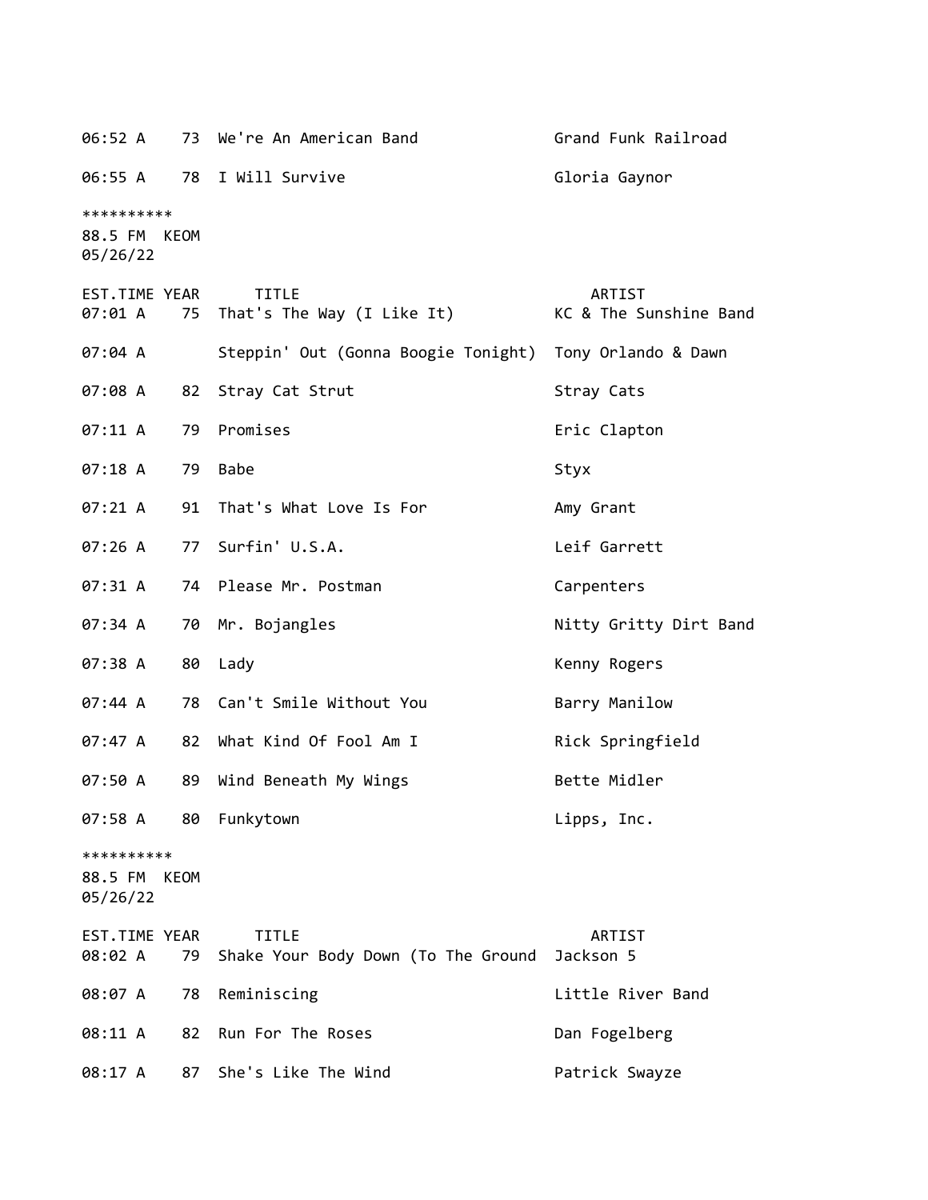| EST.TIME | YEAR | TITLE | ARTIST |
|---|---|---|---|
| 06:52 A | 73 | We're An American Band | Grand Funk Railroad |
| 06:55 A | 78 | I Will Survive | Gloria Gaynor |

**********
88.5 FM KEOM
05/26/22

| EST.TIME | YEAR | TITLE | ARTIST |
|---|---|---|---|
| 07:01 A | 75 | That's The Way (I Like It) | KC & The Sunshine Band |
| 07:04 A | | Steppin' Out (Gonna Boogie Tonight) | Tony Orlando & Dawn |
| 07:08 A | 82 | Stray Cat Strut | Stray Cats |
| 07:11 A | 79 | Promises | Eric Clapton |
| 07:18 A | 79 | Babe | Styx |
| 07:21 A | 91 | That's What Love Is For | Amy Grant |
| 07:26 A | 77 | Surfin' U.S.A. | Leif Garrett |
| 07:31 A | 74 | Please Mr. Postman | Carpenters |
| 07:34 A | 70 | Mr. Bojangles | Nitty Gritty Dirt Band |
| 07:38 A | 80 | Lady | Kenny Rogers |
| 07:44 A | 78 | Can't Smile Without You | Barry Manilow |
| 07:47 A | 82 | What Kind Of Fool Am I | Rick Springfield |
| 07:50 A | 89 | Wind Beneath My Wings | Bette Midler |
| 07:58 A | 80 | Funkytown | Lipps, Inc. |

**********
88.5 FM KEOM
05/26/22

| EST.TIME | YEAR | TITLE | ARTIST |
|---|---|---|---|
| 08:02 A | 79 | Shake Your Body Down (To The Ground | Jackson 5 |
| 08:07 A | 78 | Reminiscing | Little River Band |
| 08:11 A | 82 | Run For The Roses | Dan Fogelberg |
| 08:17 A | 87 | She's Like The Wind | Patrick Swayze |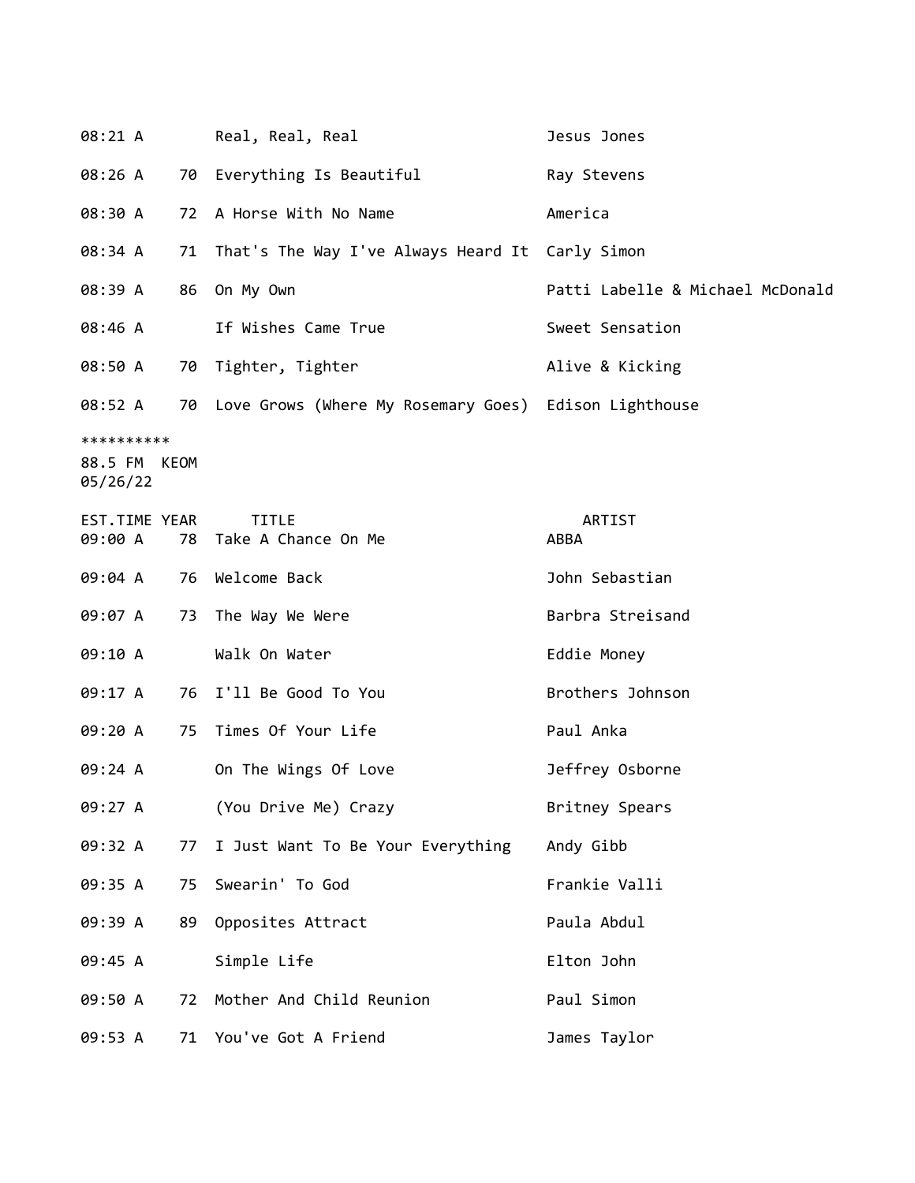| EST.TIME | YEAR | TITLE | ARTIST |
|---|---|---|---|
| 08:21 A | | Real, Real, Real | Jesus Jones |
| 08:26 A | 70 | Everything Is Beautiful | Ray Stevens |
| 08:30 A | 72 | A Horse With No Name | America |
| 08:34 A | 71 | That's The Way I've Always Heard It | Carly Simon |
| 08:39 A | 86 | On My Own | Patti Labelle & Michael McDonald |
| 08:46 A | | If Wishes Came True | Sweet Sensation |
| 08:50 A | 70 | Tighter, Tighter | Alive & Kicking |
| 08:52 A | 70 | Love Grows (Where My Rosemary Goes) | Edison Lighthouse |

**********
88.5 FM KEOM
05/26/22

| EST.TIME | YEAR | TITLE | ARTIST |
|---|---|---|---|
| 09:00 A | 78 | Take A Chance On Me | ABBA |
| 09:04 A | 76 | Welcome Back | John Sebastian |
| 09:07 A | 73 | The Way We Were | Barbra Streisand |
| 09:10 A | | Walk On Water | Eddie Money |
| 09:17 A | 76 | I'll Be Good To You | Brothers Johnson |
| 09:20 A | 75 | Times Of Your Life | Paul Anka |
| 09:24 A | | On The Wings Of Love | Jeffrey Osborne |
| 09:27 A | | (You Drive Me) Crazy | Britney Spears |
| 09:32 A | 77 | I Just Want To Be Your Everything | Andy Gibb |
| 09:35 A | 75 | Swearin' To God | Frankie Valli |
| 09:39 A | 89 | Opposites Attract | Paula Abdul |
| 09:45 A | | Simple Life | Elton John |
| 09:50 A | 72 | Mother And Child Reunion | Paul Simon |
| 09:53 A | 71 | You've Got A Friend | James Taylor |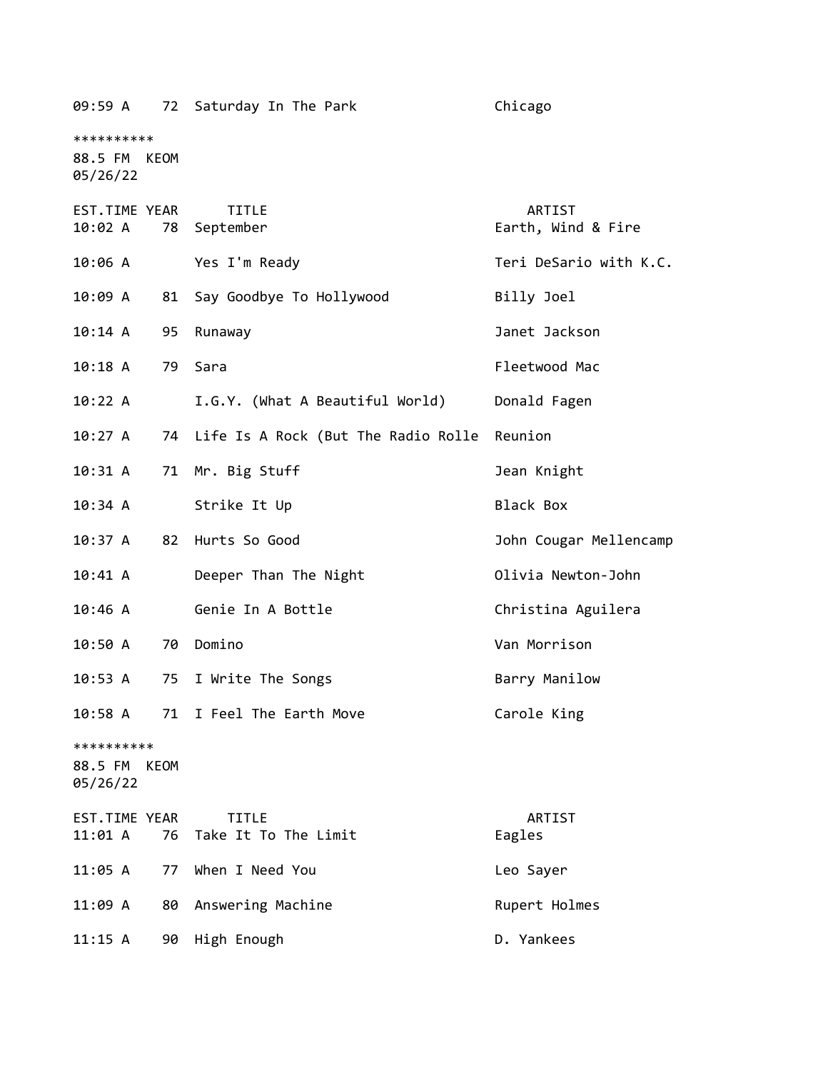| EST.TIME | YEAR | TITLE | ARTIST |
|---|---|---|---|
| 09:59 A | 72 | Saturday In The Park | Chicago |

**********
88.5 FM KEOM
05/26/22

| EST.TIME | YEAR | TITLE | ARTIST |
|---|---|---|---|
| 10:02 A | 78 | September | Earth, Wind & Fire |
| 10:06 A | | Yes I'm Ready | Teri DeSario with K.C. |
| 10:09 A | 81 | Say Goodbye To Hollywood | Billy Joel |
| 10:14 A | 95 | Runaway | Janet Jackson |
| 10:18 A | 79 | Sara | Fleetwood Mac |
| 10:22 A | | I.G.Y. (What A Beautiful World) | Donald Fagen |
| 10:27 A | 74 | Life Is A Rock (But The Radio Rolle | Reunion |
| 10:31 A | 71 | Mr. Big Stuff | Jean Knight |
| 10:34 A | | Strike It Up | Black Box |
| 10:37 A | 82 | Hurts So Good | John Cougar Mellencamp |
| 10:41 A | | Deeper Than The Night | Olivia Newton-John |
| 10:46 A | | Genie In A Bottle | Christina Aguilera |
| 10:50 A | 70 | Domino | Van Morrison |
| 10:53 A | 75 | I Write The Songs | Barry Manilow |
| 10:58 A | 71 | I Feel The Earth Move | Carole King |

**********
88.5 FM KEOM
05/26/22

| EST.TIME | YEAR | TITLE | ARTIST |
|---|---|---|---|
| 11:01 A | 76 | Take It To The Limit | Eagles |
| 11:05 A | 77 | When I Need You | Leo Sayer |
| 11:09 A | 80 | Answering Machine | Rupert Holmes |
| 11:15 A | 90 | High Enough | D. Yankees |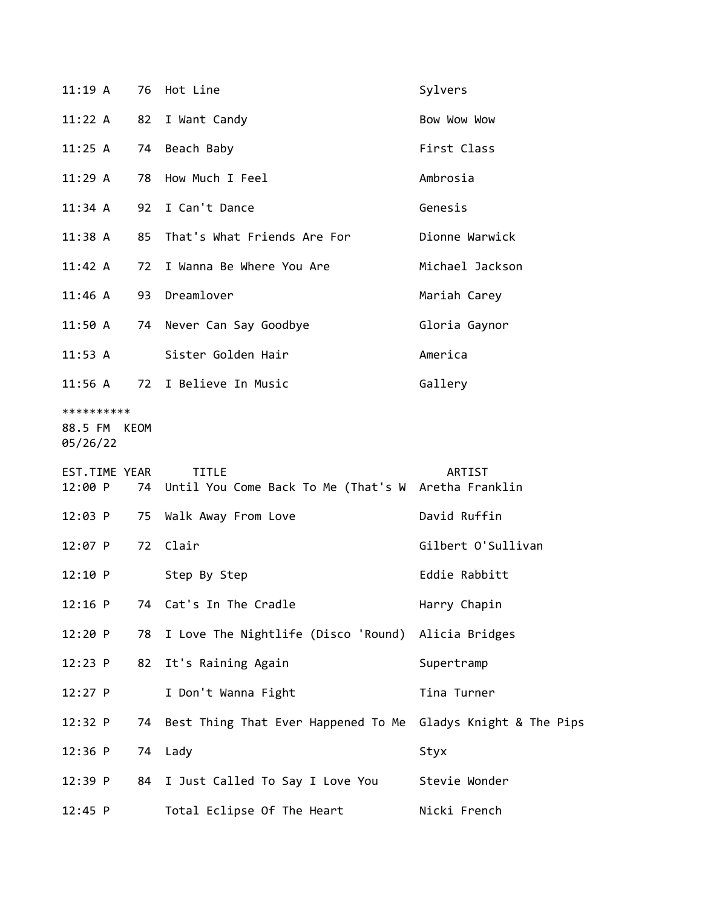| EST.TIME | YEAR | TITLE | ARTIST |
|---|---|---|---|
| 11:19 A | 76 | Hot Line | Sylvers |
| 11:22 A | 82 | I Want Candy | Bow Wow Wow |
| 11:25 A | 74 | Beach Baby | First Class |
| 11:29 A | 78 | How Much I Feel | Ambrosia |
| 11:34 A | 92 | I Can't Dance | Genesis |
| 11:38 A | 85 | That's What Friends Are For | Dionne Warwick |
| 11:42 A | 72 | I Wanna Be Where You Are | Michael Jackson |
| 11:46 A | 93 | Dreamlover | Mariah Carey |
| 11:50 A | 74 | Never Can Say Goodbye | Gloria Gaynor |
| 11:53 A | | Sister Golden Hair | America |
| 11:56 A | 72 | I Believe In Music | Gallery |

**********
88.5 FM KEOM
05/26/22

| EST.TIME | YEAR | TITLE | ARTIST |
|---|---|---|---|
| 12:00 P | 74 | Until You Come Back To Me (That's W | Aretha Franklin |
| 12:03 P | 75 | Walk Away From Love | David Ruffin |
| 12:07 P | 72 | Clair | Gilbert O'Sullivan |
| 12:10 P | | Step By Step | Eddie Rabbitt |
| 12:16 P | 74 | Cat's In The Cradle | Harry Chapin |
| 12:20 P | 78 | I Love The Nightlife (Disco 'Round) | Alicia Bridges |
| 12:23 P | 82 | It's Raining Again | Supertramp |
| 12:27 P | | I Don't Wanna Fight | Tina Turner |
| 12:32 P | 74 | Best Thing That Ever Happened To Me | Gladys Knight & The Pips |
| 12:36 P | 74 | Lady | Styx |
| 12:39 P | 84 | I Just Called To Say I Love You | Stevie Wonder |
| 12:45 P | | Total Eclipse Of The Heart | Nicki French |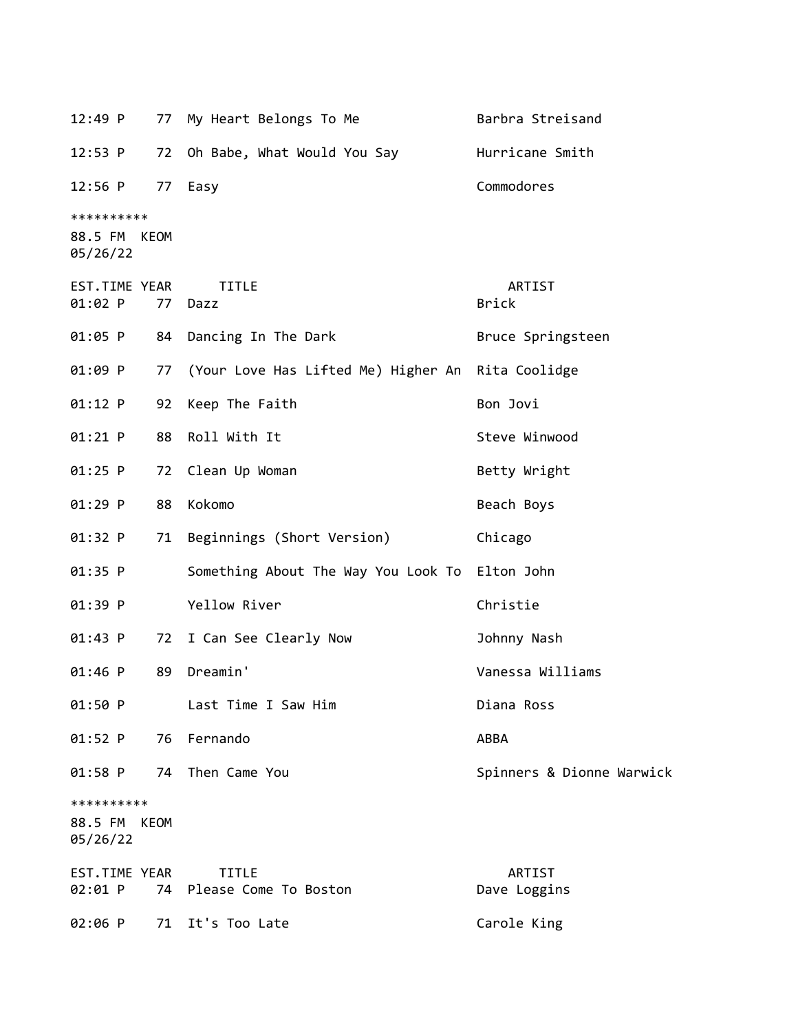| EST.TIME | YEAR | TITLE | ARTIST |
|---|---|---|---|
| 12:49 P | 77 | My Heart Belongs To Me | Barbra Streisand |
| 12:53 P | 72 | Oh Babe, What Would You Say | Hurricane Smith |
| 12:56 P | 77 | Easy | Commodores |

**********
88.5 FM KEOM
05/26/22

| EST.TIME | YEAR | TITLE | ARTIST |
|---|---|---|---|
| 01:02 P | 77 | Dazz | Brick |
| 01:05 P | 84 | Dancing In The Dark | Bruce Springsteen |
| 01:09 P | 77 | (Your Love Has Lifted Me) Higher An | Rita Coolidge |
| 01:12 P | 92 | Keep The Faith | Bon Jovi |
| 01:21 P | 88 | Roll With It | Steve Winwood |
| 01:25 P | 72 | Clean Up Woman | Betty Wright |
| 01:29 P | 88 | Kokomo | Beach Boys |
| 01:32 P | 71 | Beginnings (Short Version) | Chicago |
| 01:35 P | | Something About The Way You Look To | Elton John |
| 01:39 P | | Yellow River | Christie |
| 01:43 P | 72 | I Can See Clearly Now | Johnny Nash |
| 01:46 P | 89 | Dreamin' | Vanessa Williams |
| 01:50 P | | Last Time I Saw Him | Diana Ross |
| 01:52 P | 76 | Fernando | ABBA |
| 01:58 P | 74 | Then Came You | Spinners & Dionne Warwick |

**********
88.5 FM KEOM
05/26/22

| EST.TIME | YEAR | TITLE | ARTIST |
|---|---|---|---|
| 02:01 P | 74 | Please Come To Boston | Dave Loggins |
| 02:06 P | 71 | It's Too Late | Carole King |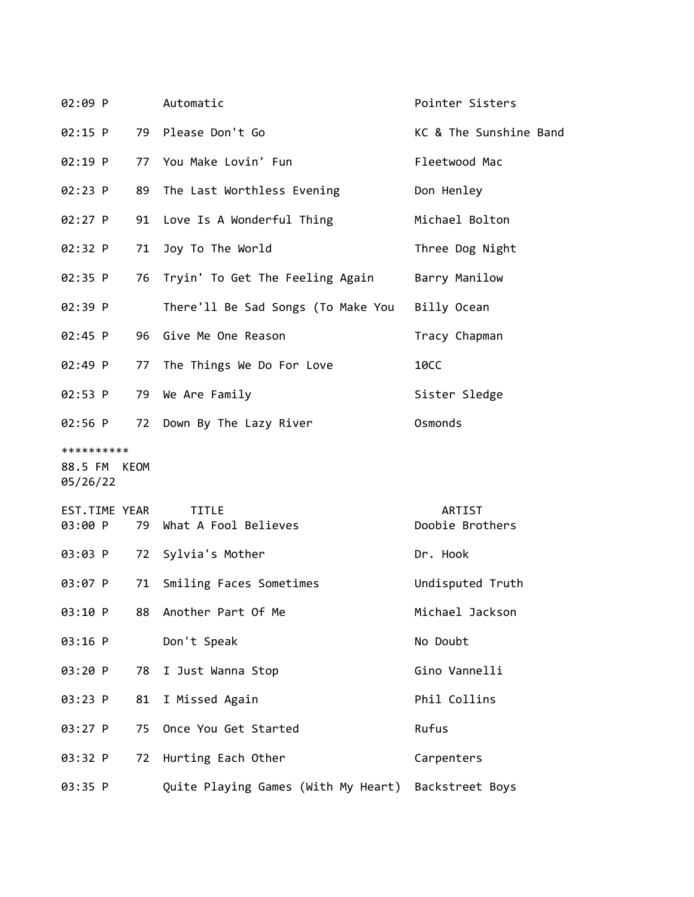| EST.TIME | YEAR | TITLE | ARTIST |
| --- | --- | --- | --- |
| 02:09 P | | Automatic | Pointer Sisters |
| 02:15 P | 79 | Please Don't Go | KC & The Sunshine Band |
| 02:19 P | 77 | You Make Lovin' Fun | Fleetwood Mac |
| 02:23 P | 89 | The Last Worthless Evening | Don Henley |
| 02:27 P | 91 | Love Is A Wonderful Thing | Michael Bolton |
| 02:32 P | 71 | Joy To The World | Three Dog Night |
| 02:35 P | 76 | Tryin' To Get The Feeling Again | Barry Manilow |
| 02:39 P | | There'll Be Sad Songs (To Make You | Billy Ocean |
| 02:45 P | 96 | Give Me One Reason | Tracy Chapman |
| 02:49 P | 77 | The Things We Do For Love | 10CC |
| 02:53 P | 79 | We Are Family | Sister Sledge |
| 02:56 P | 72 | Down By The Lazy River | Osmonds |

**********
88.5 FM KEOM
05/26/22

| EST.TIME | YEAR | TITLE | ARTIST |
| --- | --- | --- | --- |
| 03:00 P | 79 | What A Fool Believes | Doobie Brothers |
| 03:03 P | 72 | Sylvia's Mother | Dr. Hook |
| 03:07 P | 71 | Smiling Faces Sometimes | Undisputed Truth |
| 03:10 P | 88 | Another Part Of Me | Michael Jackson |
| 03:16 P | | Don't Speak | No Doubt |
| 03:20 P | 78 | I Just Wanna Stop | Gino Vannelli |
| 03:23 P | 81 | I Missed Again | Phil Collins |
| 03:27 P | 75 | Once You Get Started | Rufus |
| 03:32 P | 72 | Hurting Each Other | Carpenters |
| 03:35 P | | Quite Playing Games (With My Heart) | Backstreet Boys |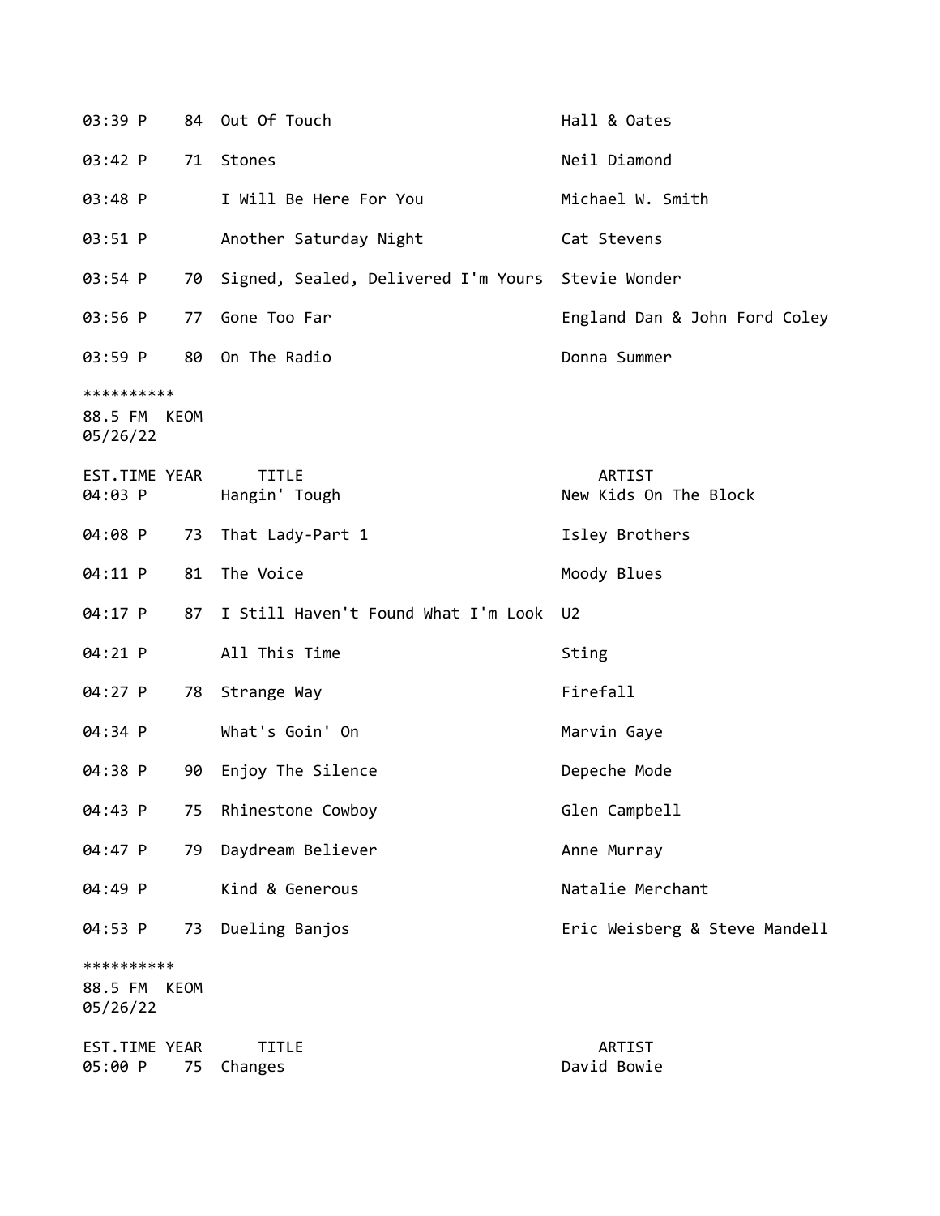| EST.TIME | YEAR | TITLE | ARTIST |
|---|---|---|---|
| 03:39 P | 84 | Out Of Touch | Hall & Oates |
| 03:42 P | 71 | Stones | Neil Diamond |
| 03:48 P | | I Will Be Here For You | Michael W. Smith |
| 03:51 P | | Another Saturday Night | Cat Stevens |
| 03:54 P | 70 | Signed, Sealed, Delivered I'm Yours | Stevie Wonder |
| 03:56 P | 77 | Gone Too Far | England Dan & John Ford Coley |
| 03:59 P | 80 | On The Radio | Donna Summer |

**********
88.5 FM KEOM
05/26/22

| EST.TIME | YEAR | TITLE | ARTIST |
|---|---|---|---|
| 04:03 P | | Hangin' Tough | New Kids On The Block |
| 04:08 P | 73 | That Lady-Part 1 | Isley Brothers |
| 04:11 P | 81 | The Voice | Moody Blues |
| 04:17 P | 87 | I Still Haven't Found What I'm Look | U2 |
| 04:21 P | | All This Time | Sting |
| 04:27 P | 78 | Strange Way | Firefall |
| 04:34 P | | What's Goin' On | Marvin Gaye |
| 04:38 P | 90 | Enjoy The Silence | Depeche Mode |
| 04:43 P | 75 | Rhinestone Cowboy | Glen Campbell |
| 04:47 P | 79 | Daydream Believer | Anne Murray |
| 04:49 P | | Kind & Generous | Natalie Merchant |
| 04:53 P | 73 | Dueling Banjos | Eric Weisberg & Steve Mandell |

**********
88.5 FM KEOM
05/26/22

| EST.TIME | YEAR | TITLE | ARTIST |
|---|---|---|---|
| 05:00 P | 75 | Changes | David Bowie |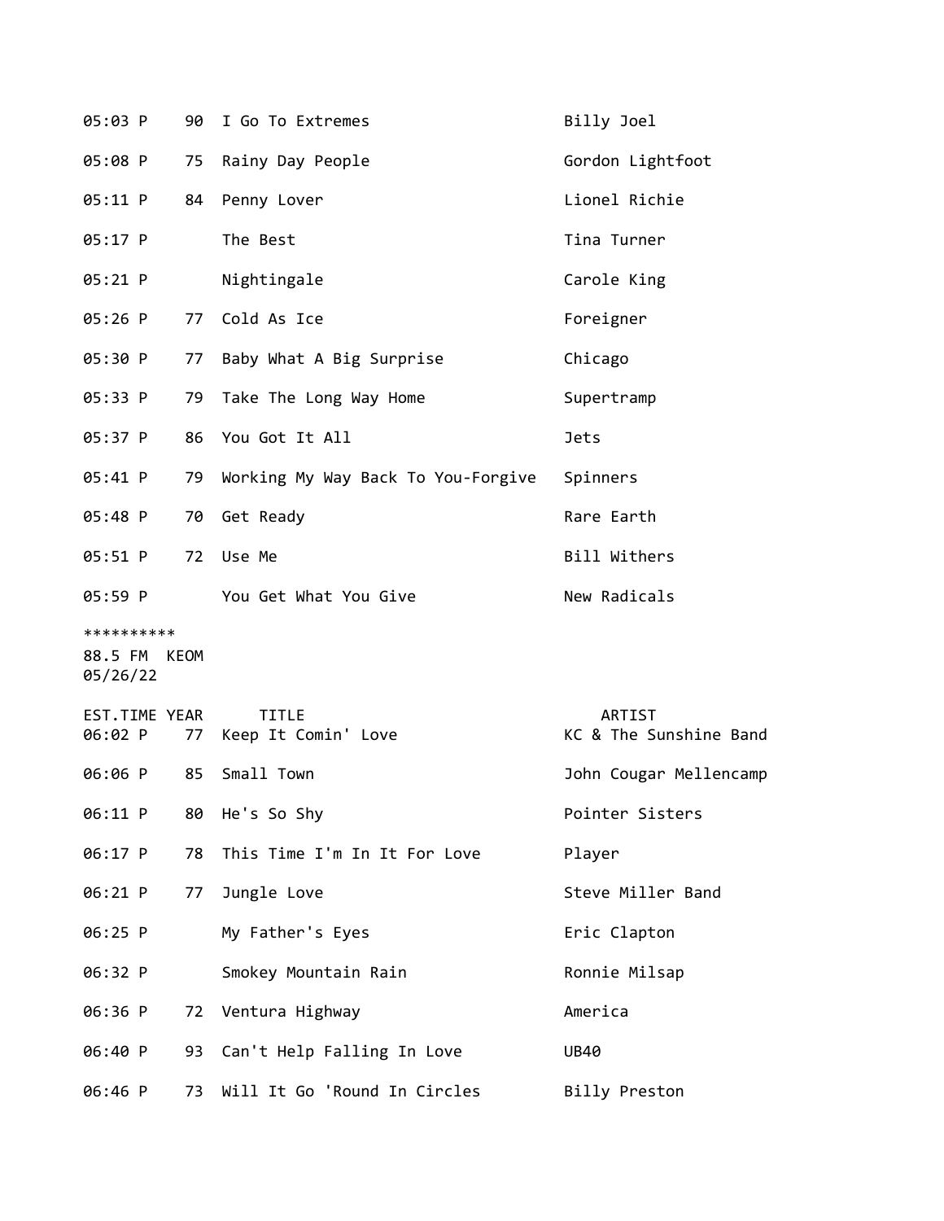| | | | |
|---|---|---|---|
| 05:03 P | 90 | I Go To Extremes | Billy Joel |
| 05:08 P | 75 | Rainy Day People | Gordon Lightfoot |
| 05:11 P | 84 | Penny Lover | Lionel Richie |
| 05:17 P | | The Best | Tina Turner |
| 05:21 P | | Nightingale | Carole King |
| 05:26 P | 77 | Cold As Ice | Foreigner |
| 05:30 P | 77 | Baby What A Big Surprise | Chicago |
| 05:33 P | 79 | Take The Long Way Home | Supertramp |
| 05:37 P | 86 | You Got It All | Jets |
| 05:41 P | 79 | Working My Way Back To You-Forgive | Spinners |
| 05:48 P | 70 | Get Ready | Rare Earth |
| 05:51 P | 72 | Use Me | Bill Withers |
| 05:59 P | | You Get What You Give | New Radicals |

**********
88.5 FM KEOM
05/26/22

| EST.TIME | YEAR | TITLE | ARTIST |
|---|---|---|---|
| 06:02 P | 77 | Keep It Comin' Love | KC & The Sunshine Band |
| 06:06 P | 85 | Small Town | John Cougar Mellencamp |
| 06:11 P | 80 | He's So Shy | Pointer Sisters |
| 06:17 P | 78 | This Time I'm In It For Love | Player |
| 06:21 P | 77 | Jungle Love | Steve Miller Band |
| 06:25 P | | My Father's Eyes | Eric Clapton |
| 06:32 P | | Smokey Mountain Rain | Ronnie Milsap |
| 06:36 P | 72 | Ventura Highway | America |
| 06:40 P | 93 | Can't Help Falling In Love | UB40 |
| 06:46 P | 73 | Will It Go 'Round In Circles | Billy Preston |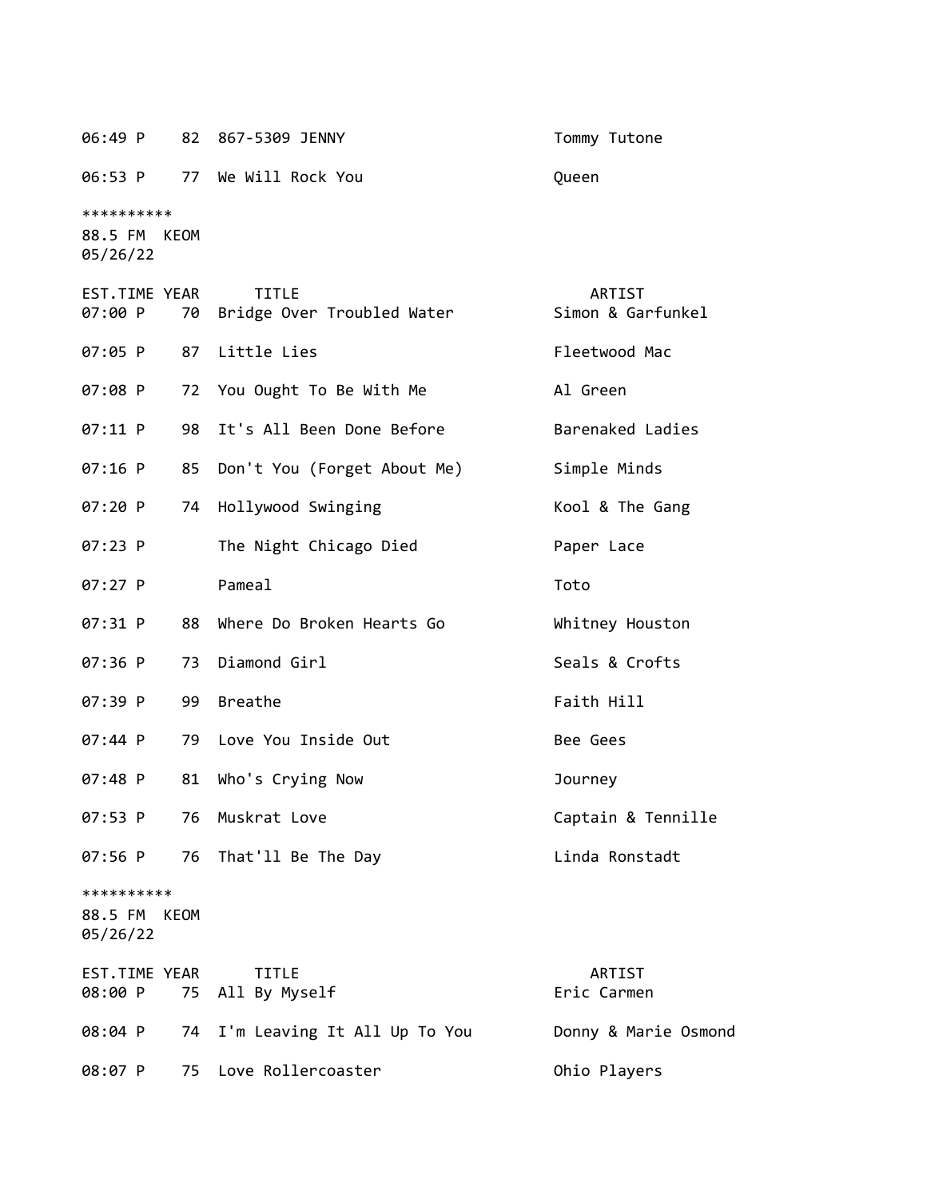| EST.TIME | YEAR | TITLE | ARTIST |
|---|---|---|---|
| 06:49 P | 82 | 867-5309 JENNY | Tommy Tutone |
| 06:53 P | 77 | We Will Rock You | Queen |

**********
88.5 FM KEOM
05/26/22

| EST.TIME | YEAR | TITLE | ARTIST |
|---|---|---|---|
| 07:00 P | 70 | Bridge Over Troubled Water | Simon & Garfunkel |
| 07:05 P | 87 | Little Lies | Fleetwood Mac |
| 07:08 P | 72 | You Ought To Be With Me | Al Green |
| 07:11 P | 98 | It's All Been Done Before | Barenaked Ladies |
| 07:16 P | 85 | Don't You (Forget About Me) | Simple Minds |
| 07:20 P | 74 | Hollywood Swinging | Kool & The Gang |
| 07:23 P | | The Night Chicago Died | Paper Lace |
| 07:27 P | | Pameal | Toto |
| 07:31 P | 88 | Where Do Broken Hearts Go | Whitney Houston |
| 07:36 P | 73 | Diamond Girl | Seals & Crofts |
| 07:39 P | 99 | Breathe | Faith Hill |
| 07:44 P | 79 | Love You Inside Out | Bee Gees |
| 07:48 P | 81 | Who's Crying Now | Journey |
| 07:53 P | 76 | Muskrat Love | Captain & Tennille |
| 07:56 P | 76 | That'll Be The Day | Linda Ronstadt |

**********
88.5 FM KEOM
05/26/22

| EST.TIME | YEAR | TITLE | ARTIST |
|---|---|---|---|
| 08:00 P | 75 | All By Myself | Eric Carmen |
| 08:04 P | 74 | I'm Leaving It All Up To You | Donny & Marie Osmond |
| 08:07 P | 75 | Love Rollercoaster | Ohio Players |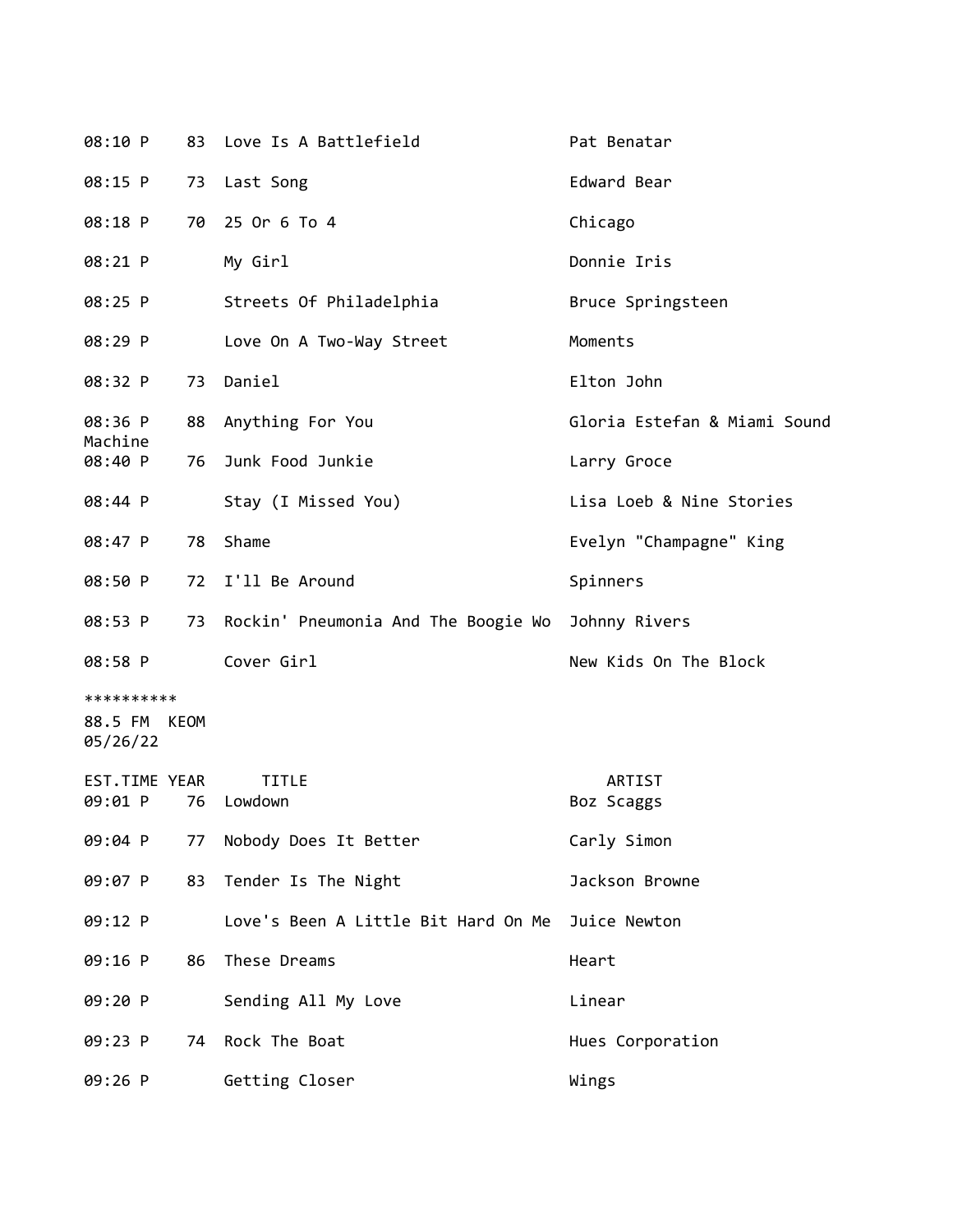| EST.TIME | YEAR | TITLE | ARTIST |
|---|---|---|---|
| 08:10 P | 83 | Love Is A Battlefield | Pat Benatar |
| 08:15 P | 73 | Last Song | Edward Bear |
| 08:18 P | 70 | 25 Or 6 To 4 | Chicago |
| 08:21 P | | My Girl | Donnie Iris |
| 08:25 P | | Streets Of Philadelphia | Bruce Springsteen |
| 08:29 P | | Love On A Two-Way Street | Moments |
| 08:32 P | 73 | Daniel | Elton John |
| 08:36 P | 88 | Anything For You | Gloria Estefan & Miami Sound Machine |
| 08:40 P | 76 | Junk Food Junkie | Larry Groce |
| 08:44 P | | Stay (I Missed You) | Lisa Loeb & Nine Stories |
| 08:47 P | 78 | Shame | Evelyn "Champagne" King |
| 08:50 P | 72 | I'll Be Around | Spinners |
| 08:53 P | 73 | Rockin' Pneumonia And The Boogie Wo | Johnny Rivers |
| 08:58 P | | Cover Girl | New Kids On The Block |

**********

88.5 FM KEOM
05/26/22

| EST.TIME | YEAR | TITLE | ARTIST |
|---|---|---|---|
| 09:01 P | 76 | Lowdown | Boz Scaggs |
| 09:04 P | 77 | Nobody Does It Better | Carly Simon |
| 09:07 P | 83 | Tender Is The Night | Jackson Browne |
| 09:12 P | | Love's Been A Little Bit Hard On Me | Juice Newton |
| 09:16 P | 86 | These Dreams | Heart |
| 09:20 P | | Sending All My Love | Linear |
| 09:23 P | 74 | Rock The Boat | Hues Corporation |
| 09:26 P | | Getting Closer | Wings |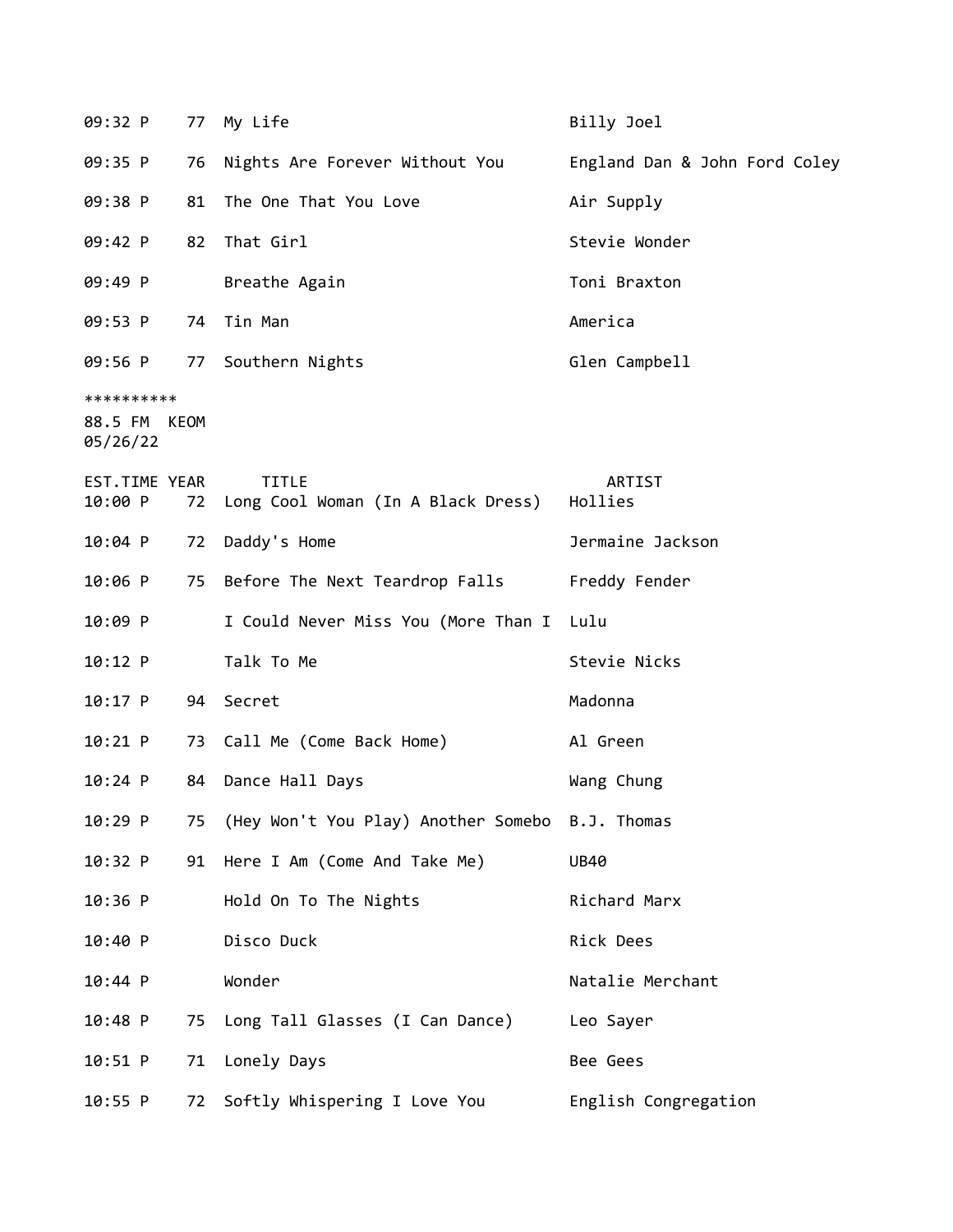| EST.TIME | YEAR | TITLE | ARTIST |
|---|---|---|---|
| 09:32 P | 77 | My Life | Billy Joel |
| 09:35 P | 76 | Nights Are Forever Without You | England Dan & John Ford Coley |
| 09:38 P | 81 | The One That You Love | Air Supply |
| 09:42 P | 82 | That Girl | Stevie Wonder |
| 09:49 P | | Breathe Again | Toni Braxton |
| 09:53 P | 74 | Tin Man | America |
| 09:56 P | 77 | Southern Nights | Glen Campbell |

**********
88.5 FM KEOM
05/26/22

| EST.TIME | YEAR | TITLE | ARTIST |
|---|---|---|---|
| 10:00 P | 72 | Long Cool Woman (In A Black Dress) | Hollies |
| 10:04 P | 72 | Daddy's Home | Jermaine Jackson |
| 10:06 P | 75 | Before The Next Teardrop Falls | Freddy Fender |
| 10:09 P | | I Could Never Miss You (More Than I | Lulu |
| 10:12 P | | Talk To Me | Stevie Nicks |
| 10:17 P | 94 | Secret | Madonna |
| 10:21 P | 73 | Call Me (Come Back Home) | Al Green |
| 10:24 P | 84 | Dance Hall Days | Wang Chung |
| 10:29 P | 75 | (Hey Won't You Play) Another Somebo | B.J. Thomas |
| 10:32 P | 91 | Here I Am (Come And Take Me) | UB40 |
| 10:36 P | | Hold On To The Nights | Richard Marx |
| 10:40 P | | Disco Duck | Rick Dees |
| 10:44 P | | Wonder | Natalie Merchant |
| 10:48 P | 75 | Long Tall Glasses (I Can Dance) | Leo Sayer |
| 10:51 P | 71 | Lonely Days | Bee Gees |
| 10:55 P | 72 | Softly Whispering I Love You | English Congregation |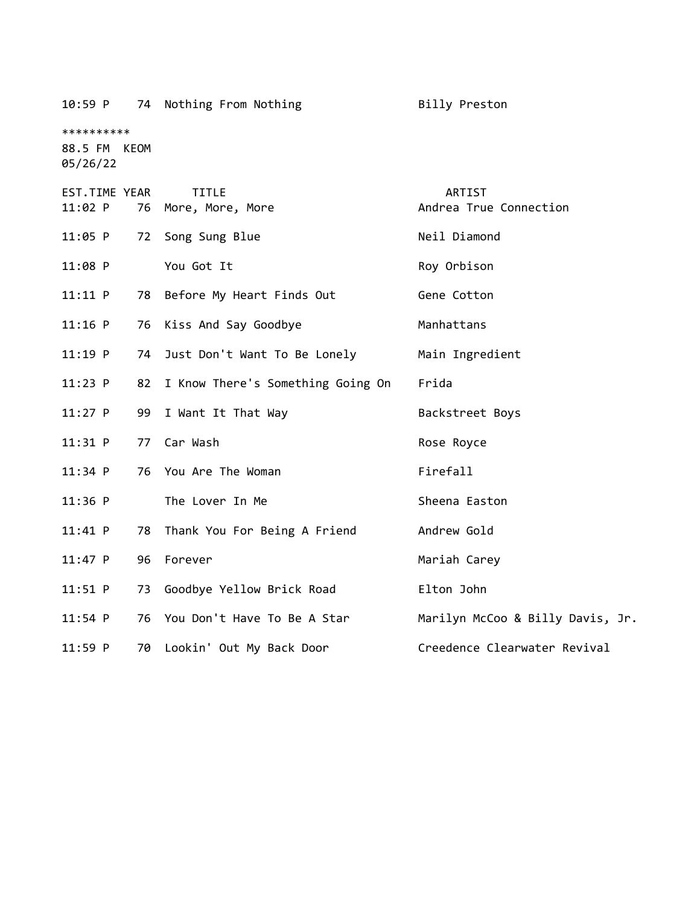| | | | |
|---|---|---|---|
| 10:59 P | 74 | Nothing From Nothing | Billy Preston |

**********
88.5 FM KEOM
05/26/22

| EST.TIME | YEAR | TITLE | ARTIST |
|---|---|---|---|
| 11:02 P | 76 | More, More, More | Andrea True Connection |
| 11:05 P | 72 | Song Sung Blue | Neil Diamond |
| 11:08 P | | You Got It | Roy Orbison |
| 11:11 P | 78 | Before My Heart Finds Out | Gene Cotton |
| 11:16 P | 76 | Kiss And Say Goodbye | Manhattans |
| 11:19 P | 74 | Just Don't Want To Be Lonely | Main Ingredient |
| 11:23 P | 82 | I Know There's Something Going On | Frida |
| 11:27 P | 99 | I Want It That Way | Backstreet Boys |
| 11:31 P | 77 | Car Wash | Rose Royce |
| 11:34 P | 76 | You Are The Woman | Firefall |
| 11:36 P | | The Lover In Me | Sheena Easton |
| 11:41 P | 78 | Thank You For Being A Friend | Andrew Gold |
| 11:47 P | 96 | Forever | Mariah Carey |
| 11:51 P | 73 | Goodbye Yellow Brick Road | Elton John |
| 11:54 P | 76 | You Don't Have To Be A Star | Marilyn McCoo & Billy Davis, Jr. |
| 11:59 P | 70 | Lookin' Out My Back Door | Creedence Clearwater Revival |